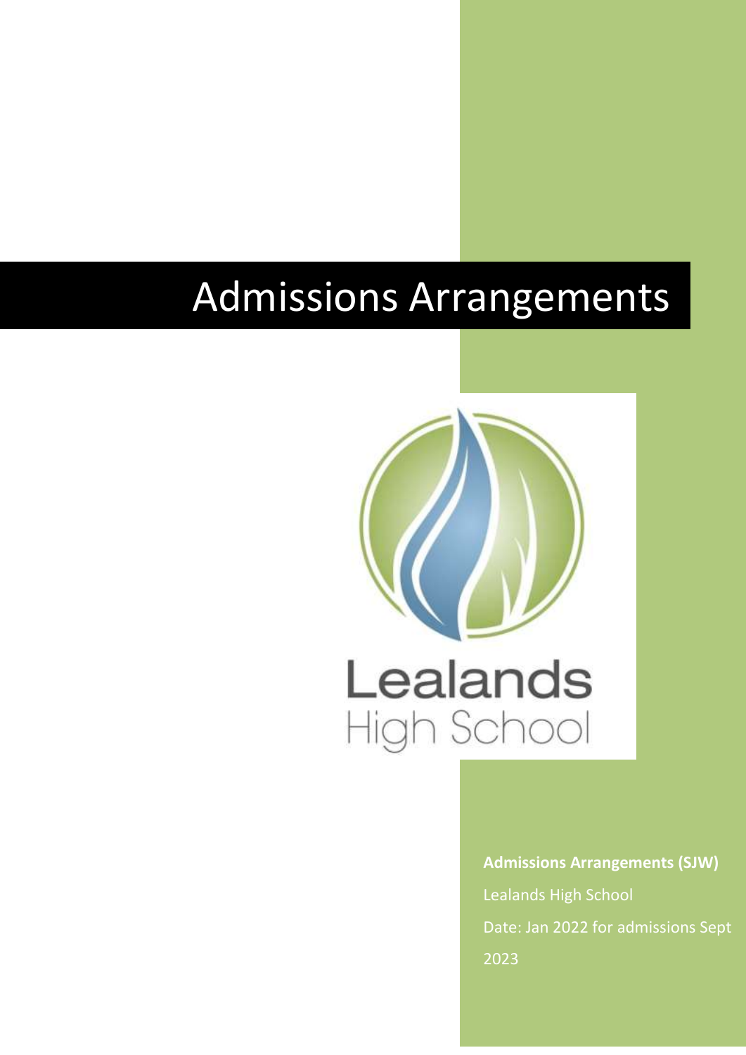# Admissions Arrangements

Lealands
High School

**Admissions Arrangements (SJW)**

Lealands High School

Date: Jan 2022 for admissions Sept 2023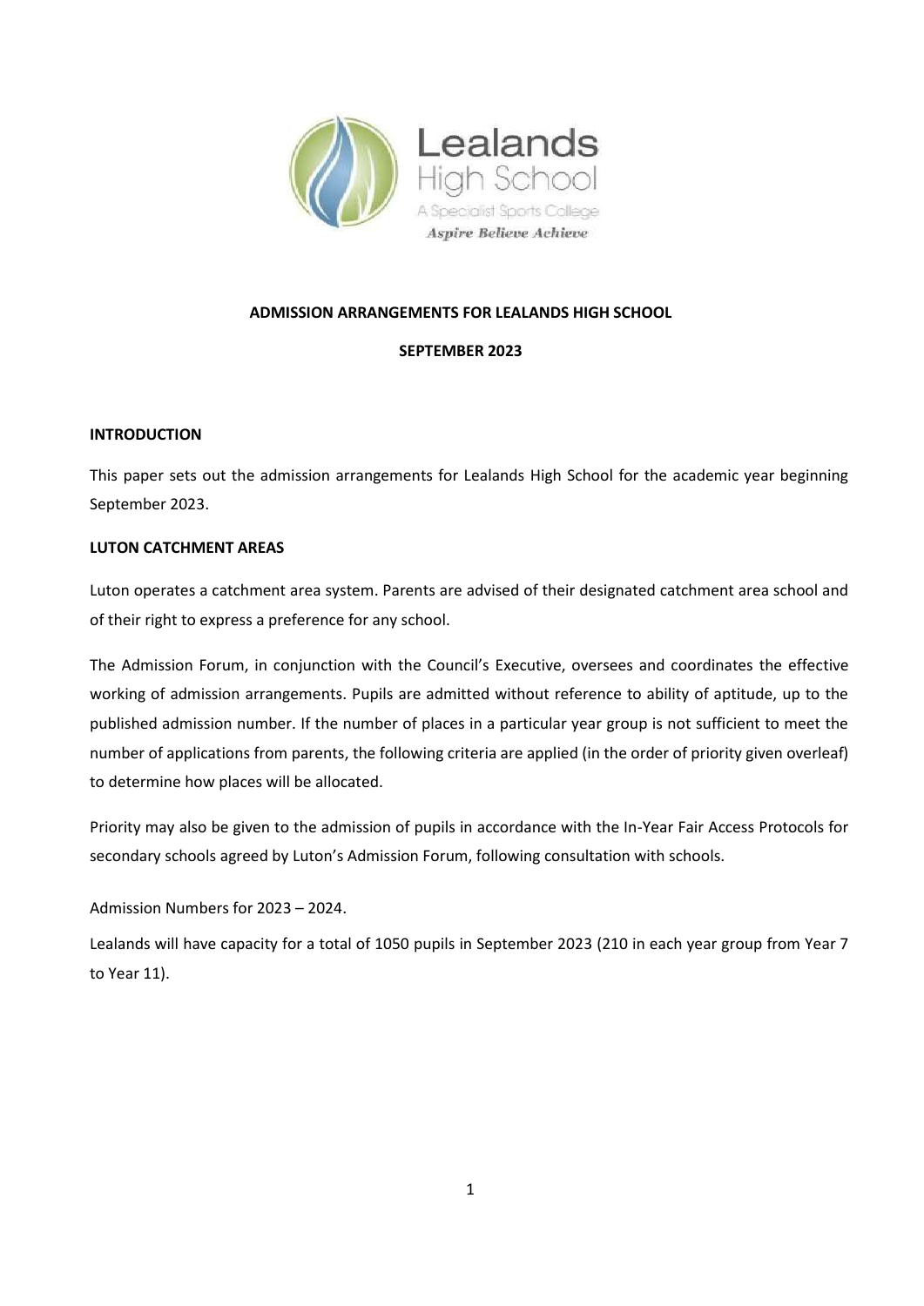**ADMISSION ARRANGEMENTS FOR LEALANDS HIGH SCHOOL**

**SEPTEMBER 2023**

**INTRODUCTION**

This paper sets out the admission arrangements for Lealands High School for the academic year beginning September 2023.

**LUTON CATCHMENT AREAS**

Luton operates a catchment area system. Parents are advised of their designated catchment area school and of their right to express a preference for any school.

The Admission Forum, in conjunction with the Council's Executive, oversees and coordinates the effective working of admission arrangements. Pupils are admitted without reference to ability of aptitude, up to the published admission number. If the number of places in a particular year group is not sufficient to meet the number of applications from parents, the following criteria are applied (in the order of priority given overleaf) to determine how places will be allocated.

Priority may also be given to the admission of pupils in accordance with the In-Year Fair Access Protocols for secondary schools agreed by Luton's Admission Forum, following consultation with schools.

Admission Numbers for 2023 – 2024.

Lealands will have capacity for a total of 1050 pupils in September 2023 (210 in each year group from Year 7 to Year 11).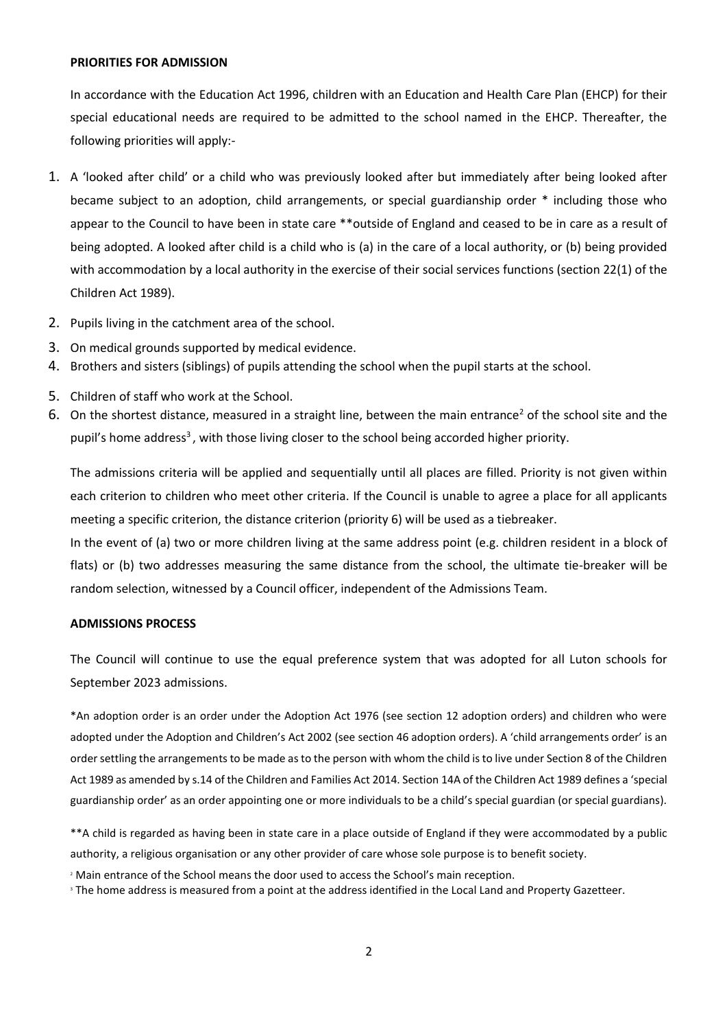**PRIORITIES FOR ADMISSION**

In accordance with the Education Act 1996, children with an Education and Health Care Plan (EHCP) for their special educational needs are required to be admitted to the school named in the EHCP. Thereafter, the following priorities will apply:-

1. A 'looked after child' or a child who was previously looked after but immediately after being looked after became subject to an adoption, child arrangements, or special guardianship order * including those who appear to the Council to have been in state care **outside of England and ceased to be in care as a result of being adopted. A looked after child is a child who is (a) in the care of a local authority, or (b) being provided with accommodation by a local authority in the exercise of their social services functions (section 22(1) of the Children Act 1989).
2. Pupils living in the catchment area of the school.
3. On medical grounds supported by medical evidence.
4. Brothers and sisters (siblings) of pupils attending the school when the pupil starts at the school.
5. Children of staff who work at the School.
6. On the shortest distance, measured in a straight line, between the main entrance[2] of the school site and the pupil's home address[3], with those living closer to the school being accorded higher priority.

The admissions criteria will be applied and sequentially until all places are filled. Priority is not given within each criterion to children who meet other criteria. If the Council is unable to agree a place for all applicants meeting a specific criterion, the distance criterion (priority 6) will be used as a tiebreaker.

In the event of (a) two or more children living at the same address point (e.g. children resident in a block of flats) or (b) two addresses measuring the same distance from the school, the ultimate tie-breaker will be random selection, witnessed by a Council officer, independent of the Admissions Team.

**ADMISSIONS PROCESS**

The Council will continue to use the equal preference system that was adopted for all Luton schools for September 2023 admissions.

*An adoption order is an order under the Adoption Act 1976 (see section 12 adoption orders) and children who were adopted under the Adoption and Children's Act 2002 (see section 46 adoption orders). A 'child arrangements order' is an order settling the arrangements to be made as to the person with whom the child is to live under Section 8 of the Children Act 1989 as amended by s.14 of the Children and Families Act 2014. Section 14A of the Children Act 1989 defines a 'special guardianship order' as an order appointing one or more individuals to be a child's special guardian (or special guardians).

**A child is regarded as having been in state care in a place outside of England if they were accommodated by a public authority, a religious organisation or any other provider of care whose sole purpose is to benefit society.

[2] Main entrance of the School means the door used to access the School's main reception.

[3] The home address is measured from a point at the address identified in the Local Land and Property Gazetteer.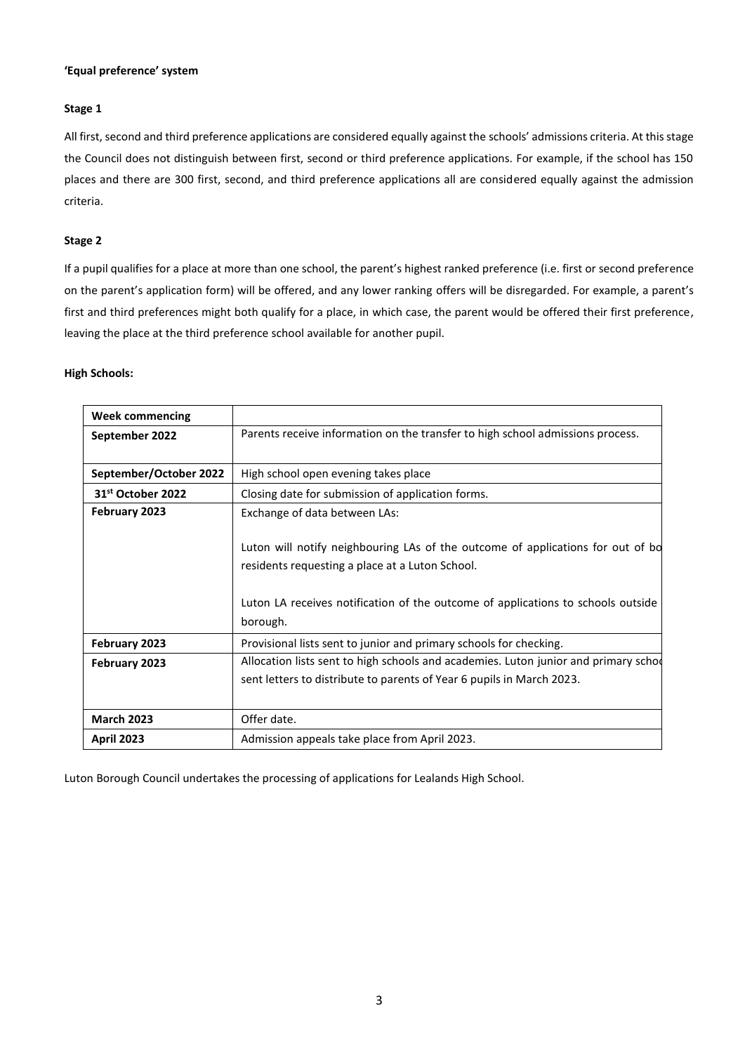**'Equal preference' system**

**Stage 1**

All first, second and third preference applications are considered equally against the schools' admissions criteria. At this stage the Council does not distinguish between first, second or third preference applications. For example, if the school has 150 places and there are 300 first, second, and third preference applications all are considered equally against the admission criteria.

**Stage 2**

If a pupil qualifies for a place at more than one school, the parent's highest ranked preference (i.e. first or second preference on the parent's application form) will be offered, and any lower ranking offers will be disregarded. For example, a parent's first and third preferences might both qualify for a place, in which case, the parent would be offered their first preference, leaving the place at the third preference school available for another pupil.

**High Schools:**

| **Week commencing** | |
|---|---|
| **September 2022** | Parents receive information on the transfer to high school admissions process. |
| **September/October 2022** | High school open evening takes place |
| **31st October 2022** | Closing date for submission of application forms. |
| **February 2023** | Exchange of data between LAs:<br><br>Luton will notify neighbouring LAs of the outcome of applications for out of bo residents requesting a place at a Luton School.<br><br>Luton LA receives notification of the outcome of applications to schools outside borough. |
| **February 2023** | Provisional lists sent to junior and primary schools for checking. |
| **February 2023** | Allocation lists sent to high schools and academies. Luton junior and primary schoo sent letters to distribute to parents of Year 6 pupils in March 2023. |
| **March 2023** | Offer date. |
| **April 2023** | Admission appeals take place from April 2023. |

Luton Borough Council undertakes the processing of applications for Lealands High School.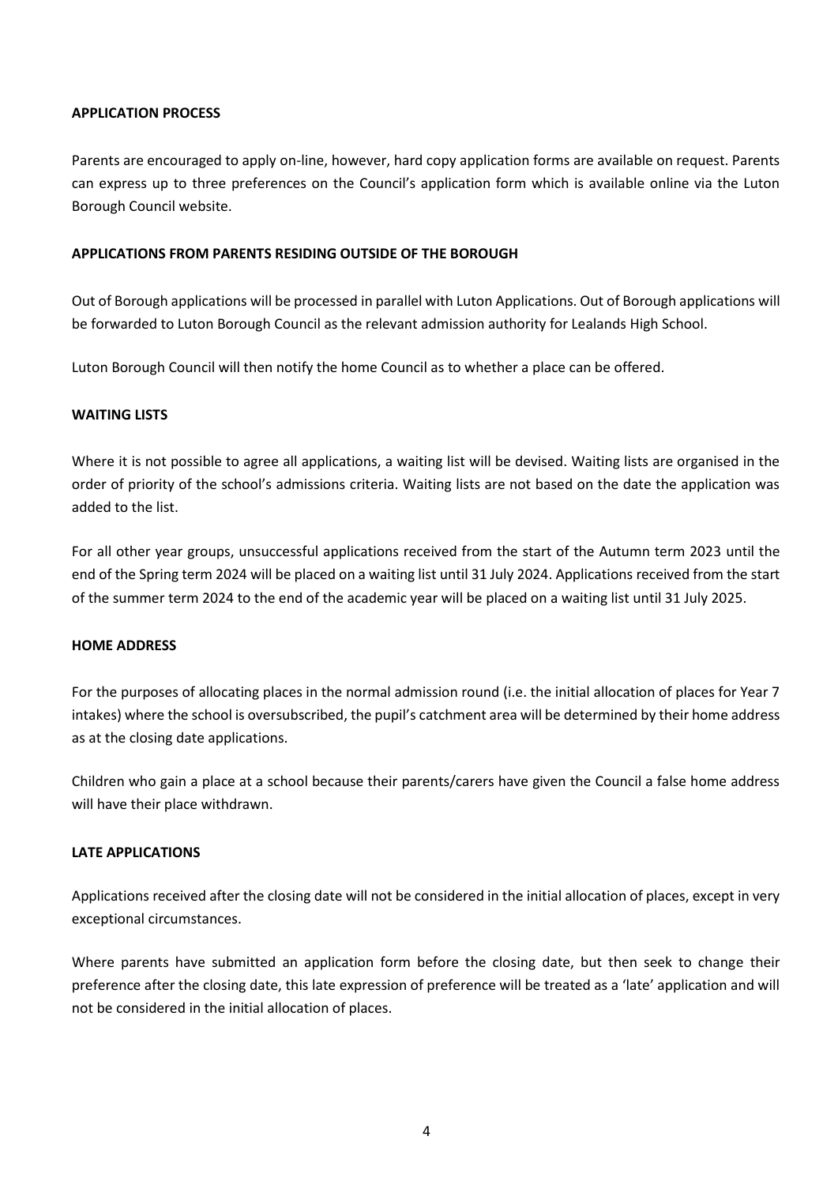## APPLICATION PROCESS

Parents are encouraged to apply on-line, however, hard copy application forms are available on request. Parents can express up to three preferences on the Council's application form which is available online via the Luton Borough Council website.

## APPLICATIONS FROM PARENTS RESIDING OUTSIDE OF THE BOROUGH

Out of Borough applications will be processed in parallel with Luton Applications. Out of Borough applications will be forwarded to Luton Borough Council as the relevant admission authority for Lealands High School.

Luton Borough Council will then notify the home Council as to whether a place can be offered.

## WAITING LISTS

Where it is not possible to agree all applications, a waiting list will be devised. Waiting lists are organised in the order of priority of the school's admissions criteria. Waiting lists are not based on the date the application was added to the list.

For all other year groups, unsuccessful applications received from the start of the Autumn term 2023 until the end of the Spring term 2024 will be placed on a waiting list until 31 July 2024. Applications received from the start of the summer term 2024 to the end of the academic year will be placed on a waiting list until 31 July 2025.

## HOME ADDRESS

For the purposes of allocating places in the normal admission round (i.e. the initial allocation of places for Year 7 intakes) where the school is oversubscribed, the pupil's catchment area will be determined by their home address as at the closing date applications.

Children who gain a place at a school because their parents/carers have given the Council a false home address will have their place withdrawn.

## LATE APPLICATIONS

Applications received after the closing date will not be considered in the initial allocation of places, except in very exceptional circumstances.

Where parents have submitted an application form before the closing date, but then seek to change their preference after the closing date, this late expression of preference will be treated as a 'late' application and will not be considered in the initial allocation of places.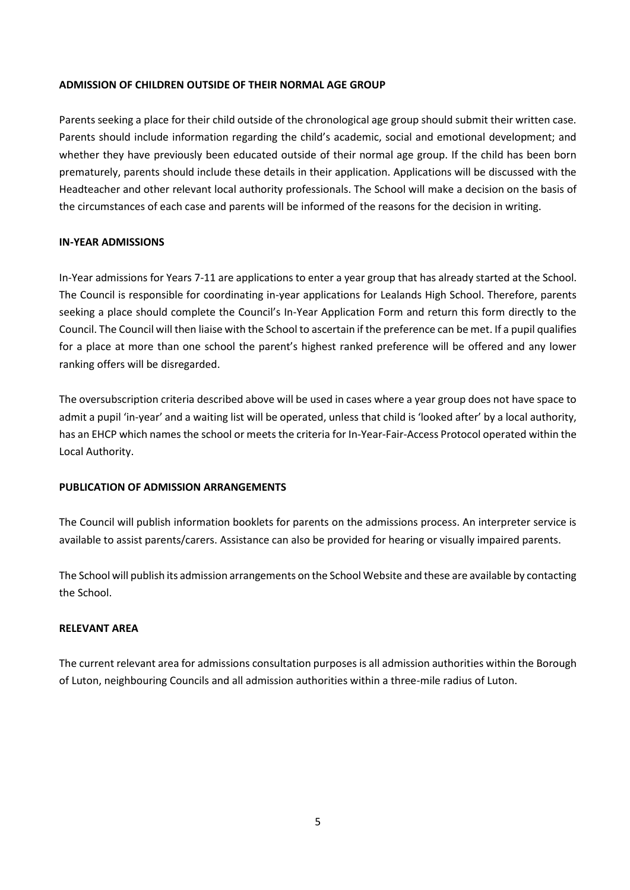**ADMISSION OF CHILDREN OUTSIDE OF THEIR NORMAL AGE GROUP**

Parents seeking a place for their child outside of the chronological age group should submit their written case. Parents should include information regarding the child's academic, social and emotional development; and whether they have previously been educated outside of their normal age group. If the child has been born prematurely, parents should include these details in their application. Applications will be discussed with the Headteacher and other relevant local authority professionals. The School will make a decision on the basis of the circumstances of each case and parents will be informed of the reasons for the decision in writing.

**IN-YEAR ADMISSIONS**

In-Year admissions for Years 7-11 are applications to enter a year group that has already started at the School. The Council is responsible for coordinating in-year applications for Lealands High School. Therefore, parents seeking a place should complete the Council's In-Year Application Form and return this form directly to the Council. The Council will then liaise with the School to ascertain if the preference can be met. If a pupil qualifies for a place at more than one school the parent's highest ranked preference will be offered and any lower ranking offers will be disregarded.

The oversubscription criteria described above will be used in cases where a year group does not have space to admit a pupil 'in-year' and a waiting list will be operated, unless that child is 'looked after' by a local authority, has an EHCP which names the school or meets the criteria for In-Year-Fair-Access Protocol operated within the Local Authority.

**PUBLICATION OF ADMISSION ARRANGEMENTS**

The Council will publish information booklets for parents on the admissions process. An interpreter service is available to assist parents/carers. Assistance can also be provided for hearing or visually impaired parents.

The School will publish its admission arrangements on the School Website and these are available by contacting the School.

**RELEVANT AREA**

The current relevant area for admissions consultation purposes is all admission authorities within the Borough of Luton, neighbouring Councils and all admission authorities within a three-mile radius of Luton.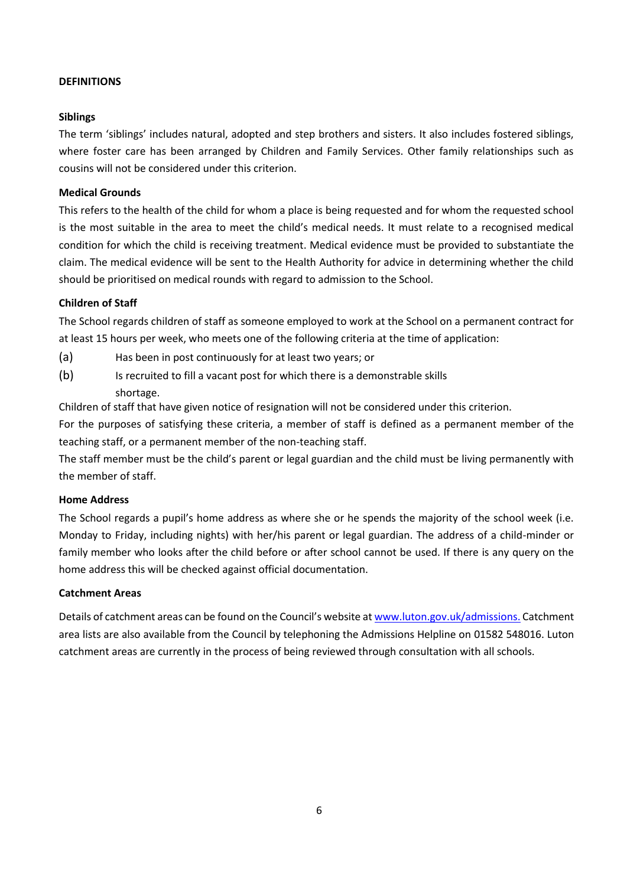**DEFINITIONS**

**Siblings**

The term 'siblings' includes natural, adopted and step brothers and sisters. It also includes fostered siblings, where foster care has been arranged by Children and Family Services. Other family relationships such as cousins will not be considered under this criterion.

**Medical Grounds**

This refers to the health of the child for whom a place is being requested and for whom the requested school is the most suitable in the area to meet the child's medical needs. It must relate to a recognised medical condition for which the child is receiving treatment. Medical evidence must be provided to substantiate the claim. The medical evidence will be sent to the Health Authority for advice in determining whether the child should be prioritised on medical rounds with regard to admission to the School.

**Children of Staff**

The School regards children of staff as someone employed to work at the School on a permanent contract for at least 15 hours per week, who meets one of the following criteria at the time of application:

(a) Has been in post continuously for at least two years; or

(b) Is recruited to fill a vacant post for which there is a demonstrable skills shortage.

Children of staff that have given notice of resignation will not be considered under this criterion.

For the purposes of satisfying these criteria, a member of staff is defined as a permanent member of the teaching staff, or a permanent member of the non-teaching staff.

The staff member must be the child's parent or legal guardian and the child must be living permanently with the member of staff.

**Home Address**

The School regards a pupil's home address as where she or he spends the majority of the school week (i.e. Monday to Friday, including nights) with her/his parent or legal guardian. The address of a child-minder or family member who looks after the child before or after school cannot be used. If there is any query on the home address this will be checked against official documentation.

**Catchment Areas**

Details of catchment areas can be found on the Council's website at [www.luton.gov.uk/admissions.](http://www.luton.gov.uk/admissions) Catchment area lists are also available from the Council by telephoning the Admissions Helpline on 01582 548016. Luton catchment areas are currently in the process of being reviewed through consultation with all schools.